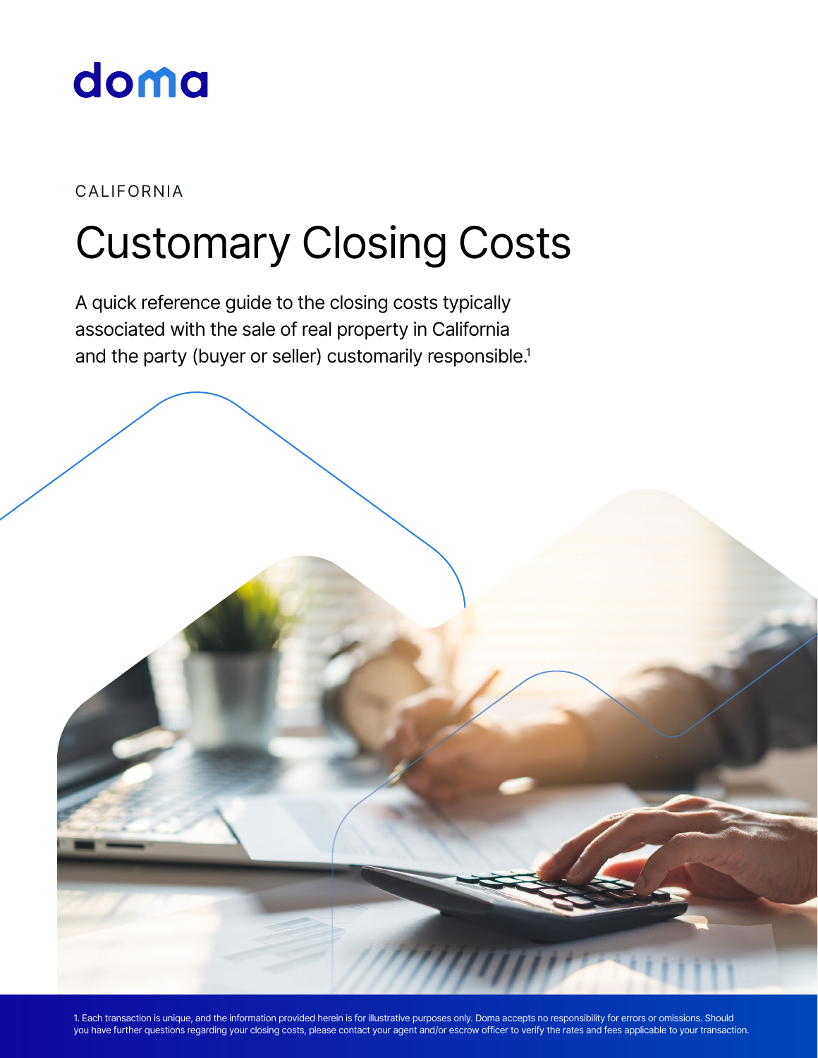doma

CALIFORNIA

# Customary Closing Costs

A quick reference guide to the closing costs typically associated with the sale of real property in California and the party (buyer or seller) customarily responsible.[1]

1. Each transaction is unique, and the information provided herein is for illustrative purposes only. Doma accepts no responsibility for errors or omissions. Should you have further questions regarding your closing costs, please contact your agent and/or escrow officer to verify the rates and fees applicable to your transaction.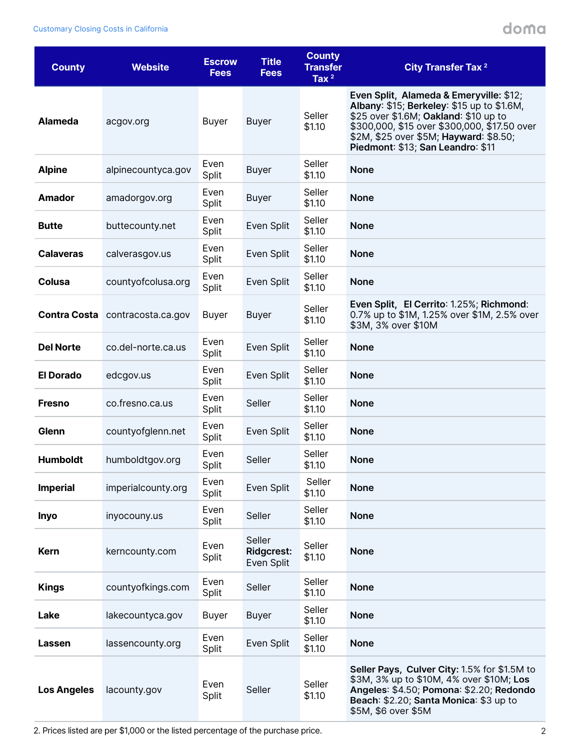| County | Website | Escrow Fees | Title Fees | County Transfer Tax [2] | City Transfer Tax [2] |
|---|---|---|---|---|---|
| **Alameda** | acgov.org | Buyer | Buyer | Seller $1.10 | **Even Split, Alameda & Emeryville:** $12; **Albany**: $15; **Berkeley**: $15 up to $1.6M, $25 over $1.6M; **Oakland**: $10 up to $300,000, $15 over $300,000, $17.50 over $2M, $25 over $5M; **Hayward**: $8.50; **Piedmont**: $13; **San Leandro**: $11 |
| **Alpine** | alpinecountyca.gov | Even Split | Buyer | Seller $1.10 | **None** |
| **Amador** | amadorgov.org | Even Split | Buyer | Seller $1.10 | **None** |
| **Butte** | buttecounty.net | Even Split | Even Split | Seller $1.10 | **None** |
| **Calaveras** | calverasgov.us | Even Split | Even Split | Seller $1.10 | **None** |
| **Colusa** | countyofcolusa.org | Even Split | Even Split | Seller $1.10 | **None** |
| **Contra Costa** | contracosta.ca.gov | Buyer | Buyer | Seller $1.10 | **Even Split, El Cerrito**: 1.25%; **Richmond**: 0.7% up to $1M, 1.25% over $1M, 2.5% over $3M, 3% over $10M |
| **Del Norte** | co.del-norte.ca.us | Even Split | Even Split | Seller $1.10 | **None** |
| **El Dorado** | edcgov.us | Even Split | Even Split | Seller $1.10 | **None** |
| **Fresno** | co.fresno.ca.us | Even Split | Seller | Seller $1.10 | **None** |
| **Glenn** | countyofglenn.net | Even Split | Even Split | Seller $1.10 | **None** |
| **Humboldt** | humboldtgov.org | Even Split | Seller | Seller $1.10 | **None** |
| **Imperial** | imperialcounty.org | Even Split | Even Split | Seller $1.10 | **None** |
| **Inyo** | inyocouny.us | Even Split | Seller | Seller $1.10 | **None** |
| **Kern** | kerncounty.com | Even Split | Seller **Ridgcrest:** Even Split | Seller $1.10 | **None** |
| **Kings** | countyofkings.com | Even Split | Seller | Seller $1.10 | **None** |
| **Lake** | lakecountyca.gov | Buyer | Buyer | Seller $1.10 | **None** |
| **Lassen** | lassencounty.org | Even Split | Even Split | Seller $1.10 | **None** |
| **Los Angeles** | lacounty.gov | Even Split | Seller | Seller $1.10 | **Seller Pays, Culver City:** 1.5% for $1.5M to $3M, 3% up to $10M, 4% over $10M; **Los Angeles**: $4.50; **Pomona**: $2.20; **Redondo Beach**: $2.20; **Santa Monica**: $3 up to $5M, $6 over $5M |

2. Prices listed are per $1,000 or the listed percentage of the purchase price.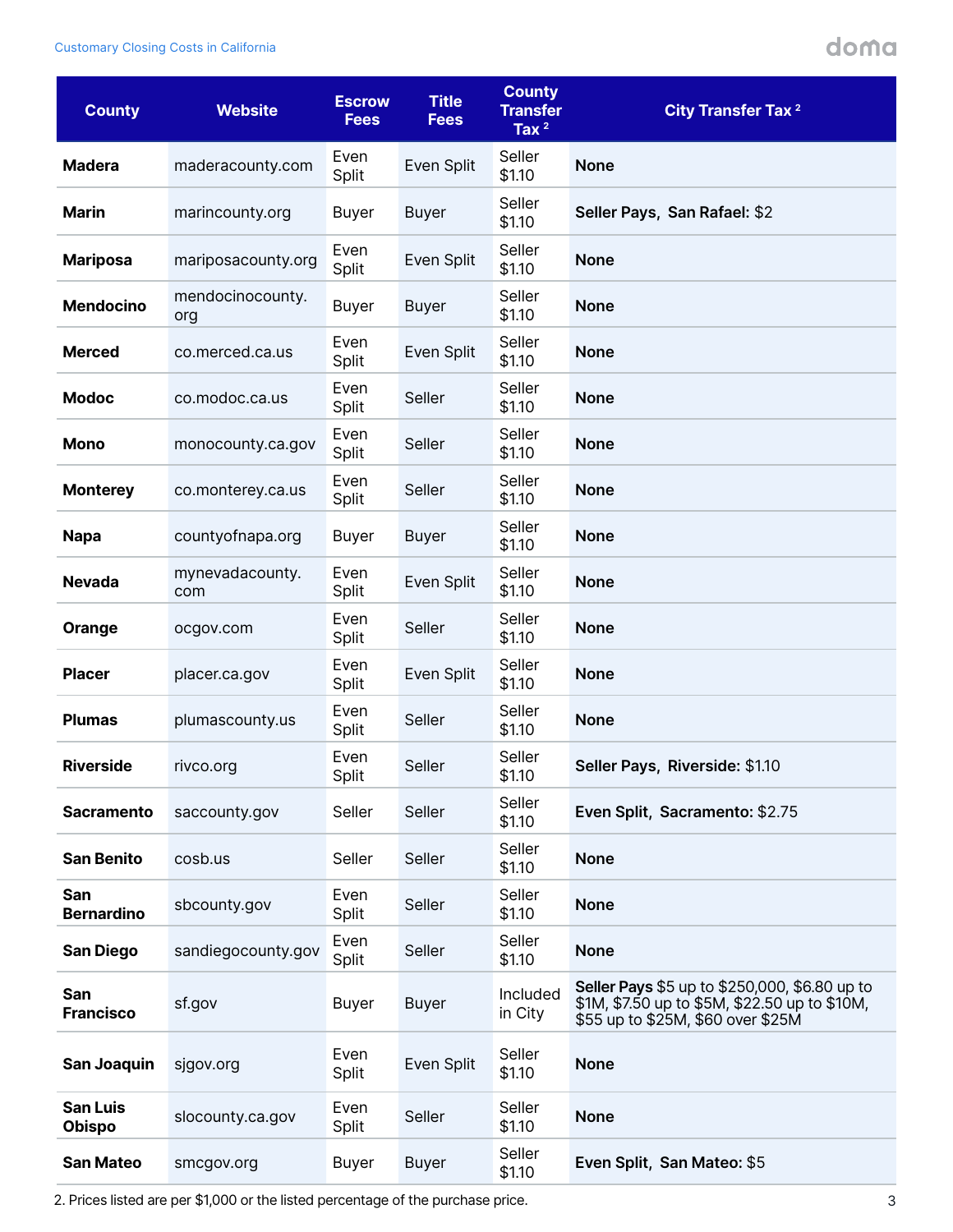| County | Website | Escrow Fees | Title Fees | County Transfer Tax [2] | City Transfer Tax [2] |
|---|---|---|---|---|---|
| **Madera** | maderacounty.com | Even Split | Even Split | Seller $1.10 | **None** |
| **Marin** | marincounty.org | Buyer | Buyer | Seller $1.10 | **Seller Pays, San Rafael:** $2 |
| **Mariposa** | mariposacounty.org | Even Split | Even Split | Seller $1.10 | **None** |
| **Mendocino** | mendocinocounty.org | Buyer | Buyer | Seller $1.10 | **None** |
| **Merced** | co.merced.ca.us | Even Split | Even Split | Seller $1.10 | **None** |
| **Modoc** | co.modoc.ca.us | Even Split | Seller | Seller $1.10 | **None** |
| **Mono** | monocounty.ca.gov | Even Split | Seller | Seller $1.10 | **None** |
| **Monterey** | co.monterey.ca.us | Even Split | Seller | Seller $1.10 | **None** |
| **Napa** | countyofnapa.org | Buyer | Buyer | Seller $1.10 | **None** |
| **Nevada** | mynevadacounty.com | Even Split | Even Split | Seller $1.10 | **None** |
| **Orange** | ocgov.com | Even Split | Seller | Seller $1.10 | **None** |
| **Placer** | placer.ca.gov | Even Split | Even Split | Seller $1.10 | **None** |
| **Plumas** | plumascounty.us | Even Split | Seller | Seller $1.10 | **None** |
| **Riverside** | rivco.org | Even Split | Seller | Seller $1.10 | **Seller Pays, Riverside:** $1.10 |
| **Sacramento** | saccounty.gov | Seller | Seller | Seller $1.10 | **Even Split, Sacramento:** $2.75 |
| **San Benito** | cosb.us | Seller | Seller | Seller $1.10 | **None** |
| **San Bernardino** | sbcounty.gov | Even Split | Seller | Seller $1.10 | **None** |
| **San Diego** | sandiegocounty.gov | Even Split | Seller | Seller $1.10 | **None** |
| **San Francisco** | sf.gov | Buyer | Buyer | Included in City | **Seller Pays** $5 up to $250,000, $6.80 up to $1M, $7.50 up to $5M, $22.50 up to $10M, $55 up to $25M, $60 over $25M |
| **San Joaquin** | sjgov.org | Even Split | Even Split | Seller $1.10 | **None** |
| **San Luis Obispo** | slocounty.ca.gov | Even Split | Seller | Seller $1.10 | **None** |
| **San Mateo** | smcgov.org | Buyer | Buyer | Seller $1.10 | **Even Split, San Mateo:** $5 |

2. Prices listed are per $1,000 or the listed percentage of the purchase price.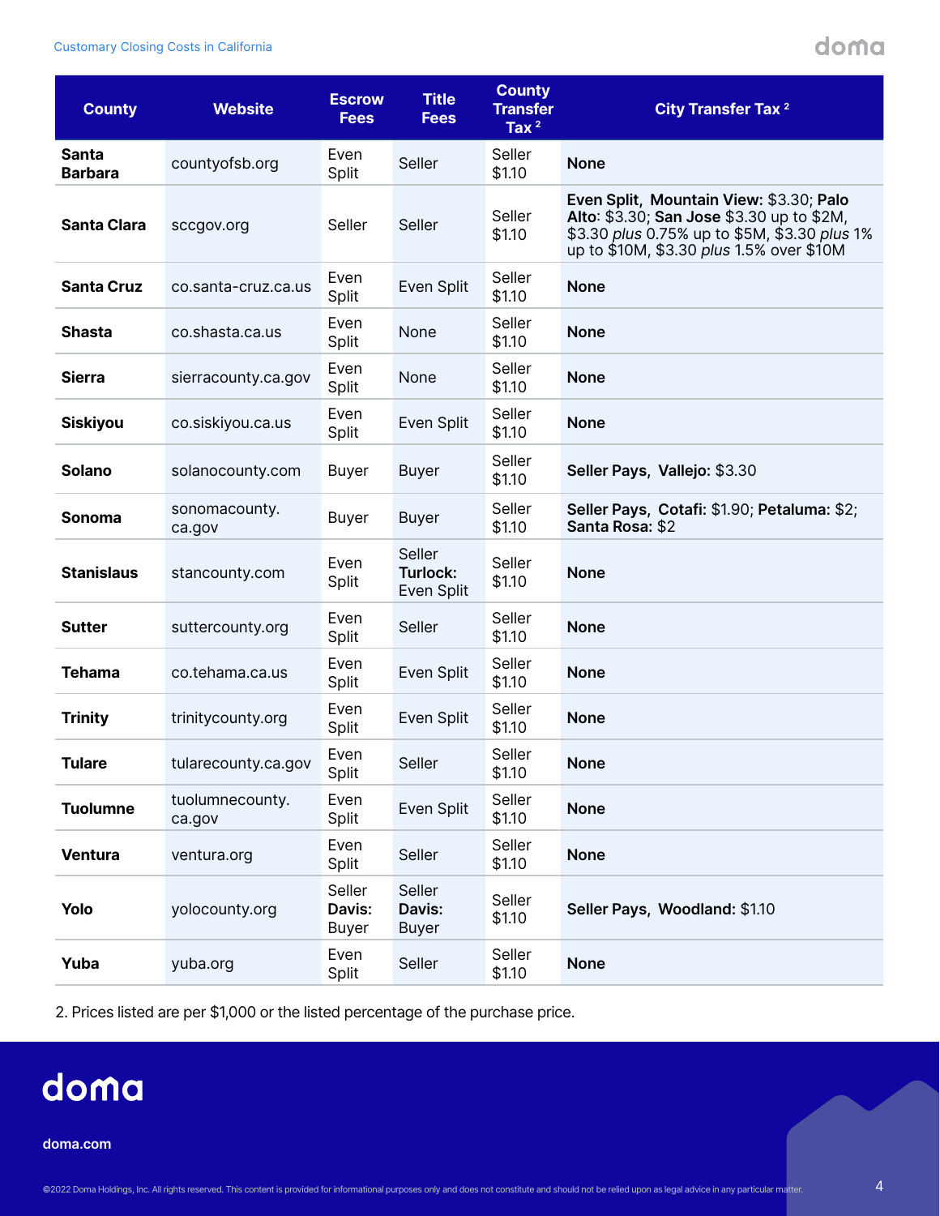| County | Website | Escrow Fees | Title Fees | County Transfer Tax [2] | City Transfer Tax [2] |
|---|---|---|---|---|---|
| **Santa Barbara** | countyofsb.org | Even Split | Seller | Seller $1.10 | **None** |
| **Santa Clara** | sccgov.org | Seller | Seller | Seller $1.10 | **Even Split, Mountain View:** $3.30; **Palo Alto**: $3.30; **San Jose** $3.30 up to $2M, $3.30 *plus* 0.75% up to $5M, $3.30 *plus* 1% up to $10M, $3.30 *plus* 1.5% over $10M |
| **Santa Cruz** | co.santa-cruz.ca.us | Even Split | Even Split | Seller $1.10 | **None** |
| **Shasta** | co.shasta.ca.us | Even Split | None | Seller $1.10 | **None** |
| **Sierra** | sierracounty.ca.gov | Even Split | None | Seller $1.10 | **None** |
| **Siskiyou** | co.siskiyou.ca.us | Even Split | Even Split | Seller $1.10 | **None** |
| **Solano** | solanocounty.com | Buyer | Buyer | Seller $1.10 | **Seller Pays, Vallejo:** $3.30 |
| **Sonoma** | sonomacounty.ca.gov | Buyer | Buyer | Seller $1.10 | **Seller Pays, Cotafi:** $1.90; **Petaluma:** $2; **Santa Rosa:** $2 |
| **Stanislaus** | stancounty.com | Even Split | Seller **Turlock:** Even Split | Seller $1.10 | **None** |
| **Sutter** | suttercounty.org | Even Split | Seller | Seller $1.10 | **None** |
| **Tehama** | co.tehama.ca.us | Even Split | Even Split | Seller $1.10 | **None** |
| **Trinity** | trinitycounty.org | Even Split | Even Split | Seller $1.10 | **None** |
| **Tulare** | tularecounty.ca.gov | Even Split | Seller | Seller $1.10 | **None** |
| **Tuolumne** | tuolumnecounty.ca.gov | Even Split | Even Split | Seller $1.10 | **None** |
| **Ventura** | ventura.org | Even Split | Seller | Seller $1.10 | **None** |
| **Yolo** | yolocounty.org | Seller **Davis:** Buyer | Seller **Davis:** Buyer | Seller $1.10 | **Seller Pays, Woodland:** $1.10 |
| **Yuba** | yuba.org | Even Split | Seller | Seller $1.10 | **None** |

2. Prices listed are per $1,000 or the listed percentage of the purchase price.

doma

doma.com

©2022 Doma Holdings, Inc. All rights reserved. This content is provided for informational purposes only and does not constitute and should not be relied upon as legal advice in any particular matter.